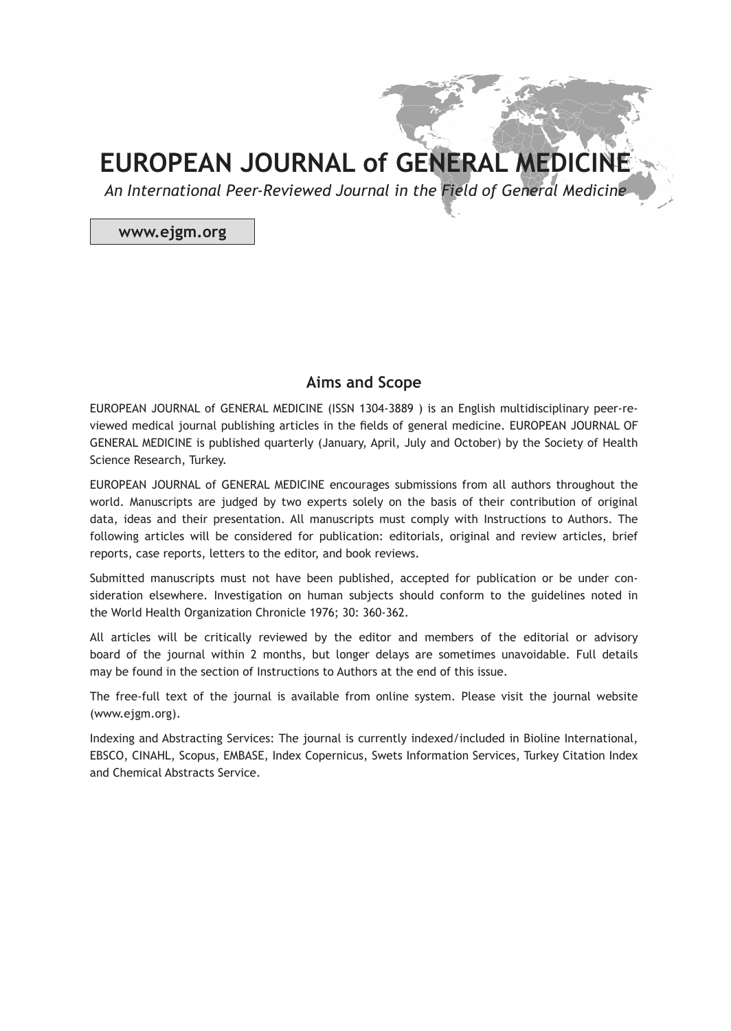# EUROPEAN JOURNAL of GENERAL MEDICINE

*An International Peer-Reviewed Journal in the Field of General Medicine*

**www.ejgm.org**

## Aims and Scope

EUROPEAN JOURNAL of GENERAL MEDICINE (ISSN 1304-3889 ) is an English multidisciplinary peer-reviewed medical journal publishing articles in the fields of general medicine. EUROPEAN JOURNAL OF GENERAL MEDICINE is published quarterly (January, April, July and October) by the Society of Health Science Research, Turkey.

EUROPEAN JOURNAL of GENERAL MEDICINE encourages submissions from all authors throughout the world. Manuscripts are judged by two experts solely on the basis of their contribution of original data, ideas and their presentation. All manuscripts must comply with Instructions to Authors. The following articles will be considered for publication: editorials, original and review articles, brief reports, case reports, letters to the editor, and book reviews.

Submitted manuscripts must not have been published, accepted for publication or be under consideration elsewhere. Investigation on human subjects should conform to the guidelines noted in the World Health Organization Chronicle 1976; 30: 360-362.

All articles will be critically reviewed by the editor and members of the editorial or advisory board of the journal within 2 months, but longer delays are sometimes unavoidable. Full details may be found in the section of Instructions to Authors at the end of this issue.

The free-full text of the journal is available from online system. Please visit the journal website (www.ejgm.org).

Indexing and Abstracting Services: The journal is currently indexed/included in Bioline International, EBSCO, CINAHL, Scopus, EMBASE, Index Copernicus, Swets Information Services, Turkey Citation Index and Chemical Abstracts Service.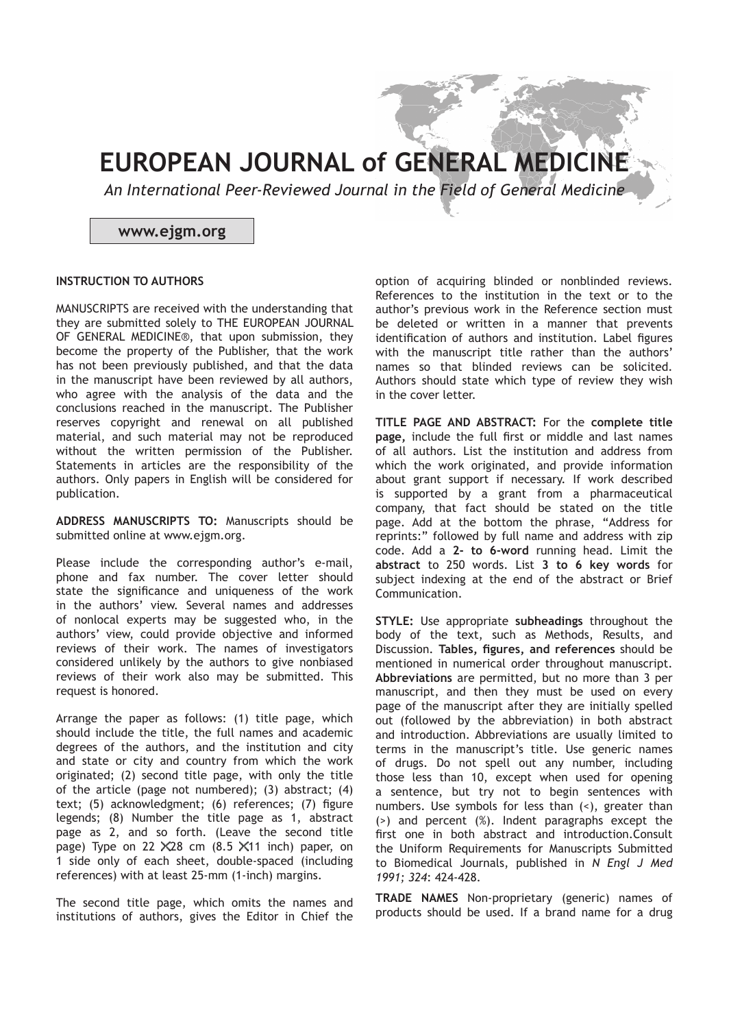# EUROPEAN JOURNAL of GENERAL MEDICINE

*An International Peer-Reviewed Journal in the Field of General Medicine*

**www.ejgm.org**

**INSTRUCTION TO AUTHORS**

MANUSCRIPTS are received with the understanding that they are submitted solely to THE EUROPEAN JOURNAL OF GENERAL MEDICINE®, that upon submission, they become the property of the Publisher, that the work has not been previously published, and that the data in the manuscript have been reviewed by all authors, who agree with the analysis of the data and the conclusions reached in the manuscript. The Publisher reserves copyright and renewal on all published material, and such material may not be reproduced without the written permission of the Publisher. Statements in articles are the responsibility of the authors. Only papers in English will be considered for publication.

**ADDRESS MANUSCRIPTS TO:** Manuscripts should be submitted online at www.ejgm.org.

Please include the corresponding author's e-mail, phone and fax number. The cover letter should state the significance and uniqueness of the work in the authors' view. Several names and addresses of nonlocal experts may be suggested who, in the authors' view, could provide objective and informed reviews of their work. The names of investigators considered unlikely by the authors to give nonbiased reviews of their work also may be submitted. This request is honored.

Arrange the paper as follows: (1) title page, which should include the title, the full names and academic degrees of the authors, and the institution and city and state or city and country from which the work originated; (2) second title page, with only the title of the article (page not numbered); (3) abstract; (4) text; (5) acknowledgment; (6) references; (7) figure legends; (8) Number the title page as 1, abstract page as 2, and so forth. (Leave the second title page) Type on 22 X28 cm (8.5 X11 inch) paper, on 1 side only of each sheet, double-spaced (including references) with at least 25-mm (1-inch) margins.

The second title page, which omits the names and institutions of authors, gives the Editor in Chief the option of acquiring blinded or nonblinded reviews. References to the institution in the text or to the author's previous work in the Reference section must be deleted or written in a manner that prevents identification of authors and institution. Label figures with the manuscript title rather than the authors' names so that blinded reviews can be solicited. Authors should state which type of review they wish in the cover letter.

**TITLE PAGE AND ABSTRACT:** For the **complete title page,** include the full first or middle and last names of all authors. List the institution and address from which the work originated, and provide information about grant support if necessary. If work described is supported by a grant from a pharmaceutical company, that fact should be stated on the title page. Add at the bottom the phrase, "Address for reprints:" followed by full name and address with zip code. Add a **2- to 6-word** running head. Limit the **abstract** to 250 words. List **3 to 6 key words** for subject indexing at the end of the abstract or Brief Communication.

**STYLE:** Use appropriate **subheadings** throughout the body of the text, such as Methods, Results, and Discussion. **Tables, figures, and references** should be mentioned in numerical order throughout manuscript. **Abbreviations** are permitted, but no more than 3 per manuscript, and then they must be used on every page of the manuscript after they are initially spelled out (followed by the abbreviation) in both abstract and introduction. Abbreviations are usually limited to terms in the manuscript's title. Use generic names of drugs. Do not spell out any number, including those less than 10, except when used for opening a sentence, but try not to begin sentences with numbers. Use symbols for less than (<), greater than (>) and percent (%). Indent paragraphs except the first one in both abstract and introduction.Consult the Uniform Requirements for Manuscripts Submitted to Biomedical Journals, published in *N Engl J Med 1991; 324*: 424-428.

**TRADE NAMES** Non-proprietary (generic) names of products should be used. If a brand name for a drug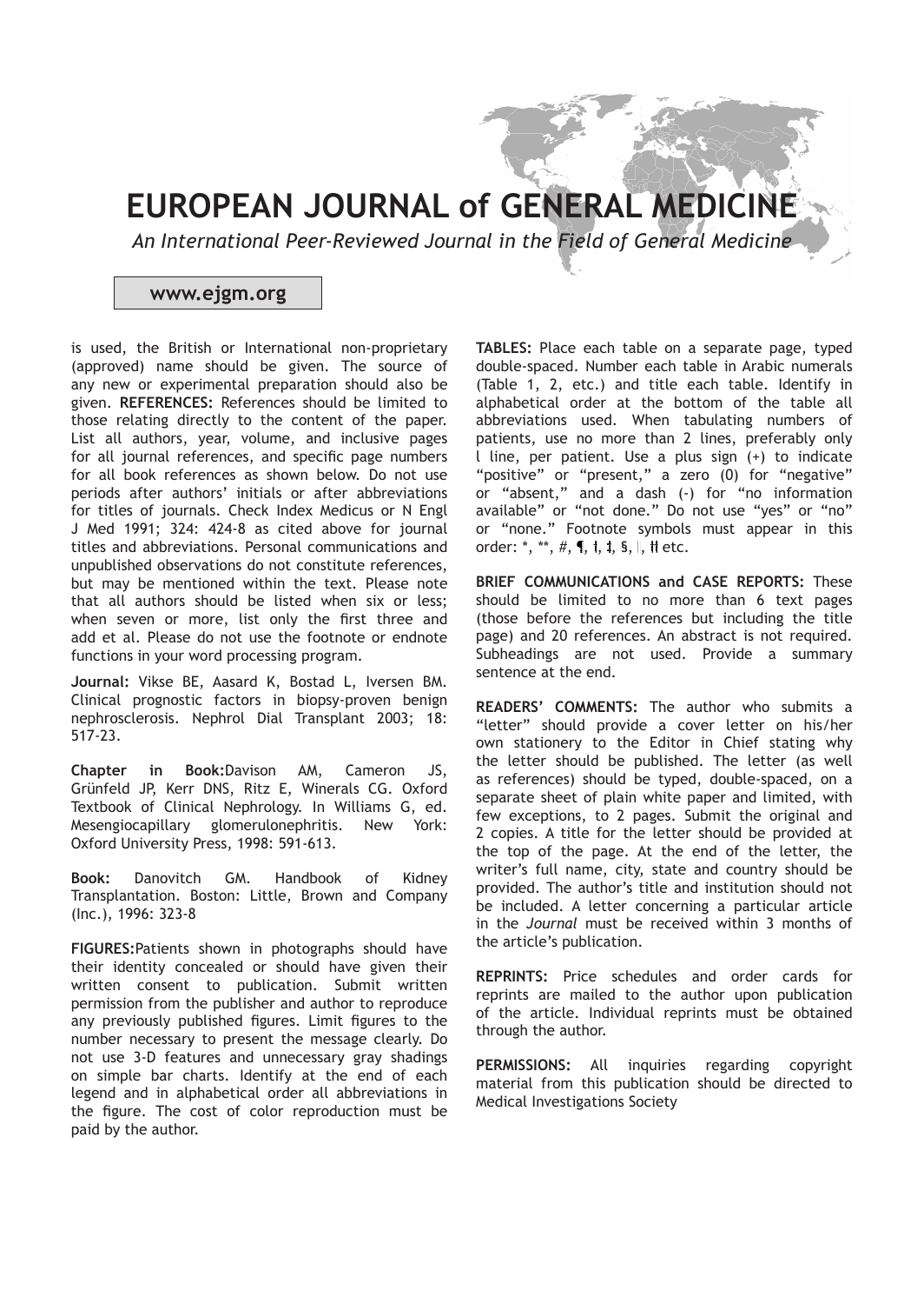is used, the British or International non-proprietary (approved) name should be given. The source of any new or experimental preparation should also be given. **REFERENCES:** References should be limited to those relating directly to the content of the paper. List all authors, year, volume, and inclusive pages for all journal references, and specific page numbers for all book references as shown below. Do not use periods after authors' initials or after abbreviations for titles of journals. Check Index Medicus or N Engl J Med 1991; 324: 424-8 as cited above for journal titles and abbreviations. Personal communications and unpublished observations do not constitute references, but may be mentioned within the text. Please note that all authors should be listed when six or less; when seven or more, list only the first three and add et al. Please do not use the footnote or endnote functions in your word processing program.

**Journal:** Vikse BE, Aasard K, Bostad L, Iversen BM. Clinical prognostic factors in biopsy-proven benign nephrosclerosis. Nephrol Dial Transplant 2003; 18: 517-23.

**Chapter in Book:**Davison AM, Cameron JS, Grünfeld JP, Kerr DNS, Ritz E, Winerals CG. Oxford Textbook of Clinical Nephrology. In Williams G, ed. Mesengiocapillary glomerulonephritis. New York: Oxford University Press, 1998: 591-613.

**Book:** Danovitch GM. Handbook of Kidney Transplantation. Boston: Little, Brown and Company (Inc.), 1996: 323-8

**FIGURES:**Patients shown in photographs should have their identity concealed or should have given their written consent to publication. Submit written permission from the publisher and author to reproduce any previously published figures. Limit figures to the number necessary to present the message clearly. Do not use 3-D features and unnecessary gray shadings on simple bar charts. Identify at the end of each legend and in alphabetical order all abbreviations in the figure. The cost of color reproduction must be paid by the author.

**TABLES:** Place each table on a separate page, typed double-spaced. Number each table in Arabic numerals (Table 1, 2, etc.) and title each table. Identify in alphabetical order at the bottom of the table all abbreviations used. When tabulating numbers of patients, use no more than 2 lines, preferably only l line, per patient. Use a plus sign (+) to indicate "positive" or "present," a zero (0) for "negative" or "absent," and a dash (-) for "no information available" or "not done." Do not use "yes" or "no" or "none." Footnote symbols must appear in this order: *, **, #, ¶, †, ‡, §, ||, †† etc.

**BRIEF COMMUNICATIONS and CASE REPORTS:** These should be limited to no more than 6 text pages (those before the references but including the title page) and 20 references. An abstract is not required. Subheadings are not used. Provide a summary sentence at the end.

**READERS' COMMENTS:** The author who submits a "letter" should provide a cover letter on his/her own stationery to the Editor in Chief stating why the letter should be published. The letter (as well as references) should be typed, double-spaced, on a separate sheet of plain white paper and limited, with few exceptions, to 2 pages. Submit the original and 2 copies. A title for the letter should be provided at the top of the page. At the end of the letter, the writer's full name, city, state and country should be provided. The author's title and institution should not be included. A letter concerning a particular article in the *Journal* must be received within 3 months of the article's publication.

**REPRINTS:** Price schedules and order cards for reprints are mailed to the author upon publication of the article. Individual reprints must be obtained through the author.

**PERMISSIONS:** All inquiries regarding copyright material from this publication should be directed to Medical Investigations Society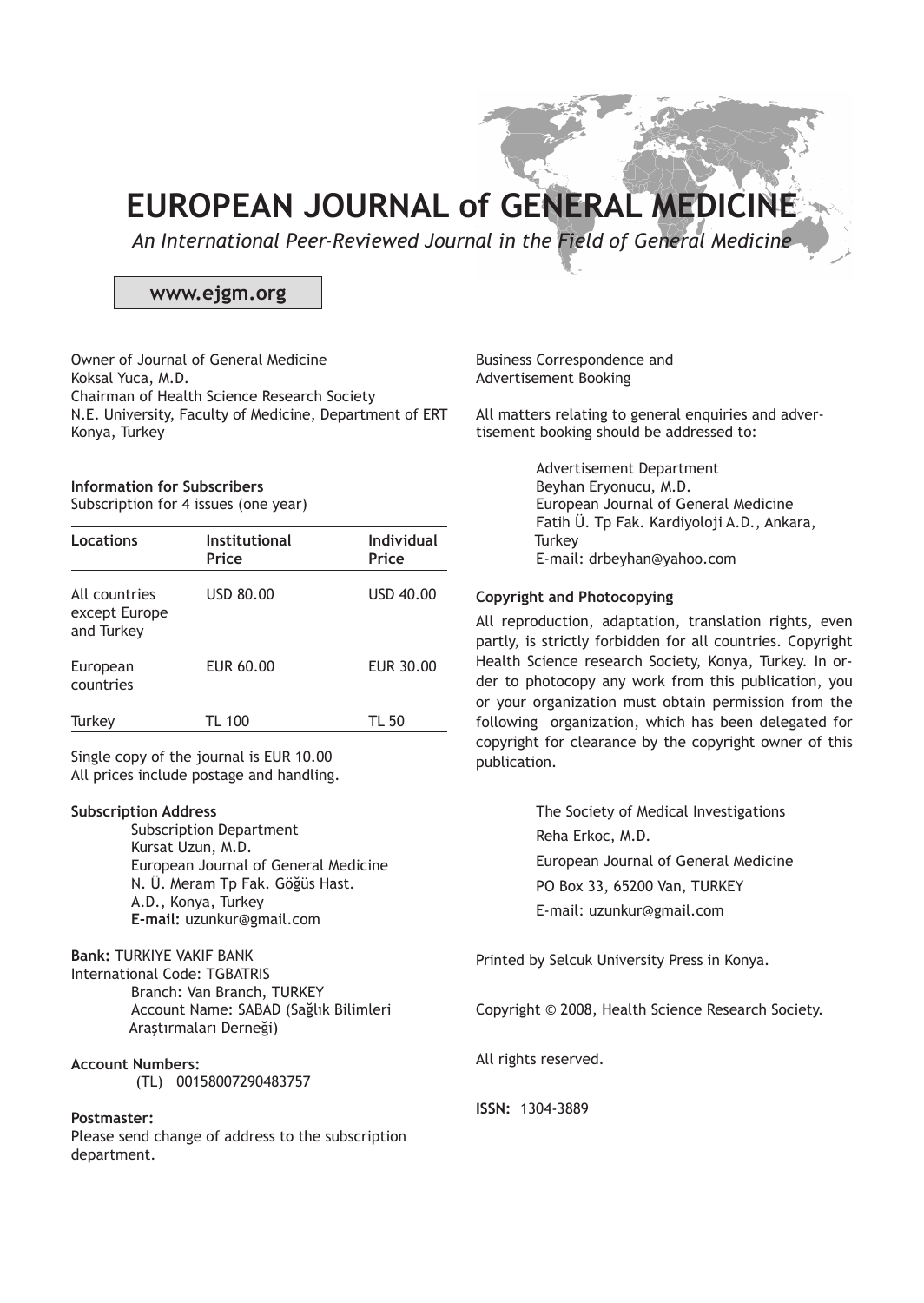# EUROPEAN JOURNAL of GENERAL MEDICINE

*An International Peer-Reviewed Journal in the Field of General Medicine*

**www.ejgm.org**

Owner of Journal of General Medicine
Koksal Yuca, M.D.
Chairman of Health Science Research Society
N.E. University, Faculty of Medicine, Department of ERT
Konya, Turkey

**Information for Subscribers**
Subscription for 4 issues (one year)

| Locations | Institutional Price | Individual Price |
|---|---|---|
| All countries except Europe and Turkey | USD 80.00 | USD 40.00 |
| European countries | EUR 60.00 | EUR 30.00 |
| Turkey | TL 100 | TL 50 |

Single copy of the journal is EUR 10.00
All prices include postage and handling.

**Subscription Address**
Subscription Department
Kursat Uzun, M.D.
European Journal of General Medicine
N. Ü. Meram Tp Fak. Göğüs Hast.
A.D., Konya, Turkey
**E-mail:** uzunkur@gmail.com

**Bank:** TURKIYE VAKIF BANK
International Code: TGBATRIS
Branch: Van Branch, TURKEY
Account Name: SABAD (Sağlık Bilimleri Araştırmaları Derneği)

**Account Numbers:**
(TL) 00158007290483757

**Postmaster:**
Please send change of address to the subscription department.

Business Correspondence and
Advertisement Booking

All matters relating to general enquiries and advertisement booking should be addressed to:

Advertisement Department
Beyhan Eryonucu, M.D.
European Journal of General Medicine
Fatih Ü. Tp Fak. Kardiyoloji A.D., Ankara, Turkey
E-mail: drbeyhan@yahoo.com

**Copyright and Photocopying**

All reproduction, adaptation, translation rights, even partly, is strictly forbidden for all countries. Copyright Health Science research Society, Konya, Turkey. In order to photocopy any work from this publication, you or your organization must obtain permission from the following organization, which has been delegated for copyright for clearance by the copyright owner of this publication.

The Society of Medical Investigations
Reha Erkoc, M.D.
European Journal of General Medicine
PO Box 33, 65200 Van, TURKEY
E-mail: uzunkur@gmail.com

Printed by Selcuk University Press in Konya.

Copyright © 2008, Health Science Research Society.

All rights reserved.

**ISSN:** 1304-3889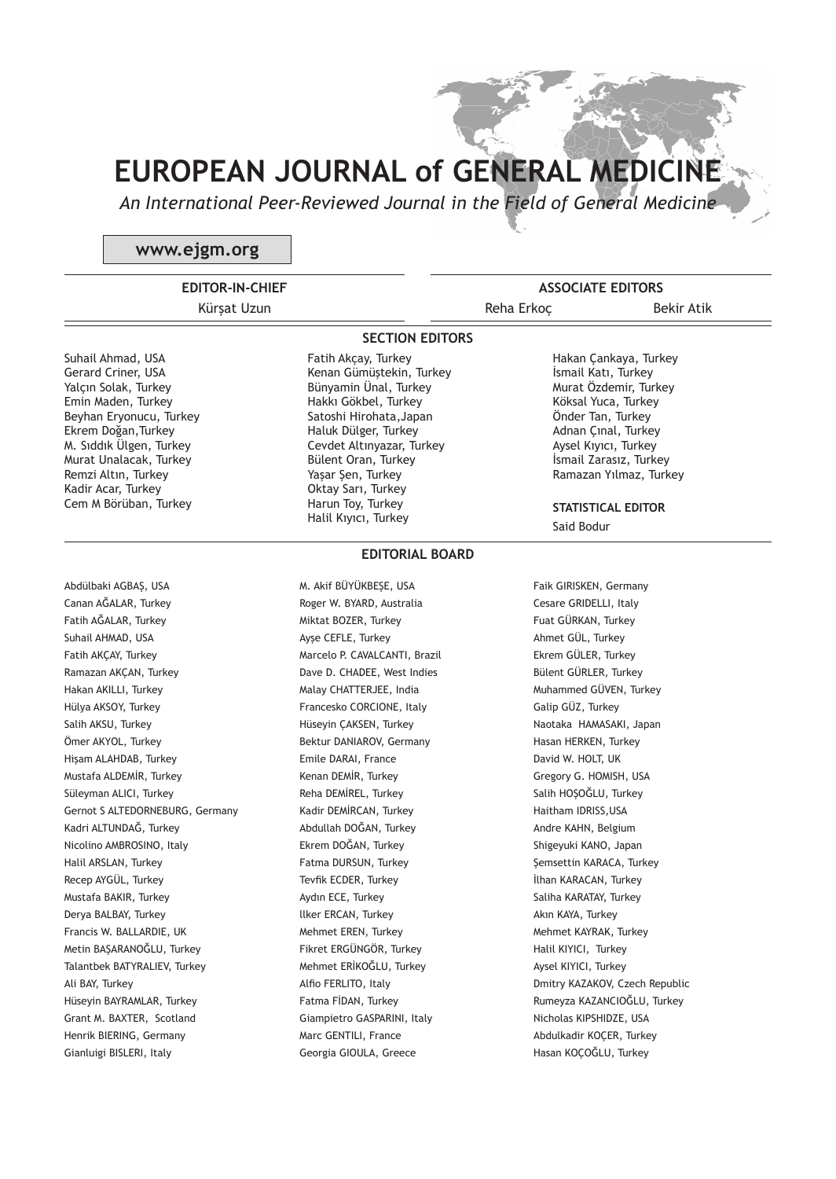# EUROPEAN JOURNAL of GENERAL MEDICINE

*An International Peer-Reviewed Journal in the Field of General Medicine*

**www.ejgm.org**

## EDITOR-IN-CHIEF

Kürşat Uzun

## ASSOCIATE EDITORS

Reha Erkoç
Bekir Atik

## SECTION EDITORS

Suhail Ahmad, USA
Gerard Criner, USA
Yalçın Solak, Turkey
Emin Maden, Turkey
Beyhan Eryonucu, Turkey
Ekrem Doğan,Turkey
M. Sıddık Ülgen, Turkey
Murat Unalacak, Turkey
Remzi Altın, Turkey
Kadir Acar, Turkey
Cem M Börüban, Turkey
Fatih Akçay, Turkey
Kenan Gümüştekin, Turkey
Bünyamin Ünal, Turkey
Hakkı Gökbel, Turkey
Satoshi Hirohata,Japan
Haluk Dülger, Turkey
Cevdet Altınyazar, Turkey
Bülent Oran, Turkey
Yaşar Şen, Turkey
Oktay Sarı, Turkey
Harun Toy, Turkey
Halil Kıyıcı, Turkey
Hakan Çankaya, Turkey
İsmail Katı, Turkey
Murat Özdemir, Turkey
Köksal Yuca, Turkey
Önder Tan, Turkey
Adnan Çınal, Turkey
Aysel Kıyıcı, Turkey
İsmail Zarasız, Turkey
Ramazan Yılmaz, Turkey

## STATISTICAL EDITOR

Said Bodur

## EDITORIAL BOARD

Abdülbaki AGBAŞ, USA
Canan AĞALAR, Turkey
Fatih AĞALAR, Turkey
Suhail AHMAD, USA
Fatih AKÇAY, Turkey
Ramazan AKÇAN, Turkey
Hakan AKILLI, Turkey
Hülya AKSOY, Turkey
Salih AKSU, Turkey
Ömer AKYOL, Turkey
Hişam ALAHDAB, Turkey
Mustafa ALDEMİR, Turkey
Süleyman ALICI, Turkey
Gernot S ALTEDORNEBURG, Germany
Kadri ALTUNDAĞ, Turkey
Nicolino AMBROSINO, Italy
Halil ARSLAN, Turkey
Recep AYGÜL, Turkey
Mustafa BAKIR, Turkey
Derya BALBAY, Turkey
Francis W. BALLARDIE, UK
Metin BAŞARANOĞLU, Turkey
Talantbek BATYRALIEV, Turkey
Ali BAY, Turkey
Hüseyin BAYRAMLAR, Turkey
Grant M. BAXTER, Scotland
Henrik BIERING, Germany
Gianluigi BISLERI, Italy
M. Akif BÜYÜKBEŞE, USA
Roger W. BYARD, Australia
Miktat BOZER, Turkey
Ayşe CEFLE, Turkey
Marcelo P. CAVALCANTI, Brazil
Dave D. CHADEE, West Indies
Malay CHATTERJEE, India
Francesko CORCIONE, Italy
Hüseyin ÇAKSEN, Turkey
Bektur DANIAROV, Germany
Emile DARAI, France
Kenan DEMİR, Turkey
Reha DEMİREL, Turkey
Kadir DEMİRCAN, Turkey
Abdullah DOĞAN, Turkey
Ekrem DOĞAN, Turkey
Fatma DURSUN, Turkey
Tevfik ECDER, Turkey
Aydın ECE, Turkey
İlker ERCAN, Turkey
Mehmet EREN, Turkey
Fikret ERGÜNGÖR, Turkey
Mehmet ERİKOĞLU, Turkey
Alfio FERLITO, Italy
Fatma FİDAN, Turkey
Giampietro GASPARINI, Italy
Marc GENTILI, France
Georgia GIOULA, Greece
Faik GIRISKEN, Germany
Cesare GRIDELLI, Italy
Fuat GÜRKAN, Turkey
Ahmet GÜL, Turkey
Ekrem GÜLER, Turkey
Bülent GÜRLER, Turkey
Muhammed GÜVEN, Turkey
Galip GÜZ, Turkey
Naotaka HAMASAKI, Japan
Hasan HERKEN, Turkey
David W. HOLT, UK
Gregory G. HOMISH, USA
Salih HOŞOĞLU, Turkey
Haitham IDRISS,USA
Andre KAHN, Belgium
Shigeyuki KANO, Japan
Şemsettin KARACA, Turkey
İlhan KARACAN, Turkey
Saliha KARATAY, Turkey
Akın KAYA, Turkey
Mehmet KAYRAK, Turkey
Halil KIYICI, Turkey
Aysel KIYICI, Turkey
Dmitry KAZAKOV, Czech Republic
Rumeyza KAZANCIOĞLU, Turkey
Nicholas KIPSHIDZE, USA
Abdulkadir KOÇER, Turkey
Hasan KOÇOĞLU, Turkey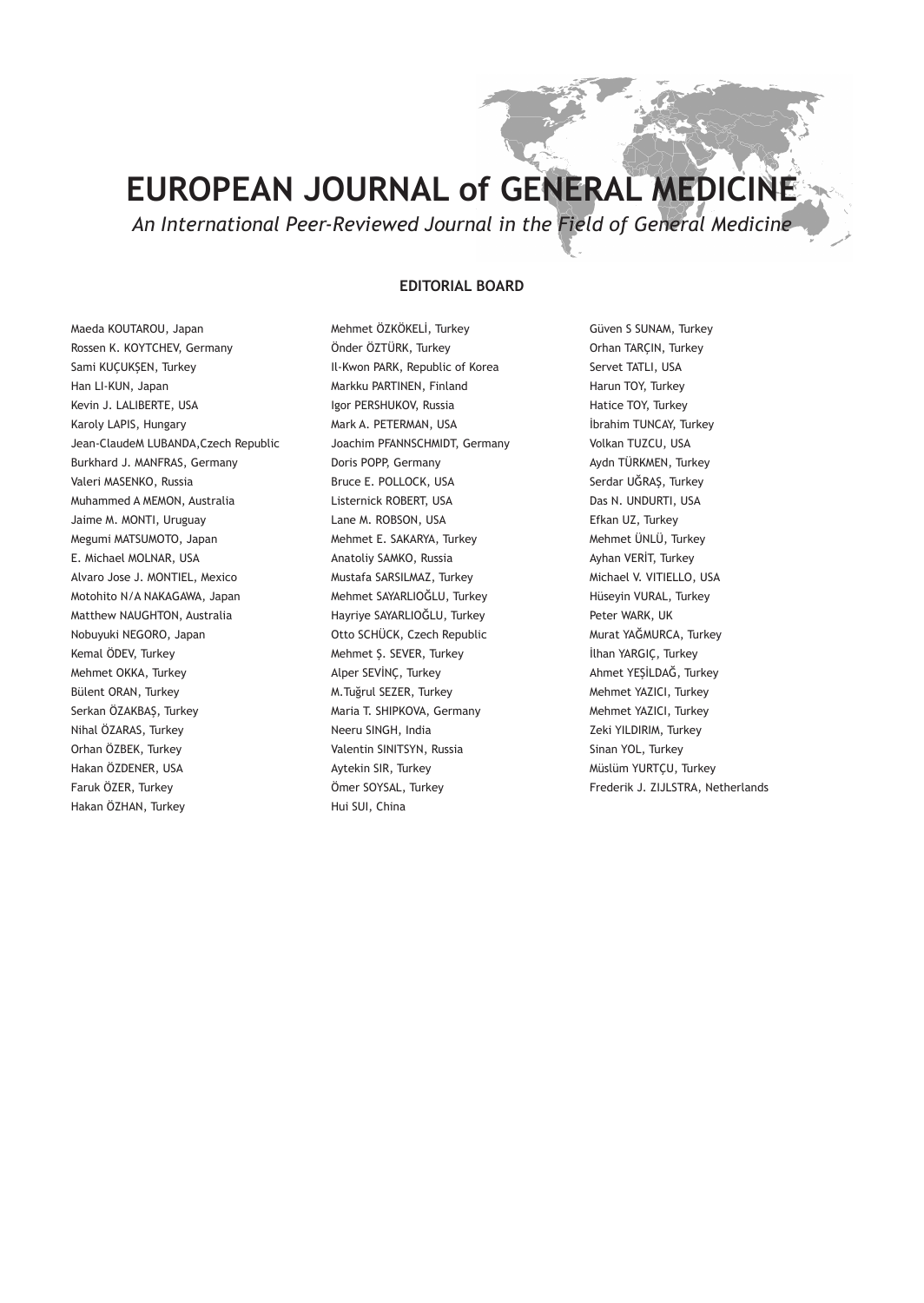# EUROPEAN JOURNAL of GENERAL MEDICINE

*An International Peer-Reviewed Journal in the Field of General Medicine*

## EDITORIAL BOARD

Maeda KOUTAROU, Japan
Rossen K. KOYTCHEV, Germany
Sami KUÇUKŞEN, Turkey
Han LI-KUN, Japan
Kevin J. LALIBERTE, USA
Karoly LAPIS, Hungary
Jean-ClaudeM LUBANDA,Czech Republic
Burkhard J. MANFRAS, Germany
Valeri MASENKO, Russia
Muhammed A MEMON, Australia
Jaime M. MONTI, Uruguay
Megumi MATSUMOTO, Japan
E. Michael MOLNAR, USA
Alvaro Jose J. MONTIEL, Mexico
Motohito N/A NAKAGAWA, Japan
Matthew NAUGHTON, Australia
Nobuyuki NEGORO, Japan
Kemal ÖDEV, Turkey
Mehmet OKKA, Turkey
Bülent ORAN, Turkey
Serkan ÖZAKBAŞ, Turkey
Nihal ÖZARAS, Turkey
Orhan ÖZBEK, Turkey
Hakan ÖZDENER, USA
Faruk ÖZER, Turkey
Hakan ÖZHAN, Turkey
Mehmet ÖZKÖKELİ, Turkey
Önder ÖZTÜRK, Turkey
Il-Kwon PARK, Republic of Korea
Markku PARTINEN, Finland
Igor PERSHUKOV, Russia
Mark A. PETERMAN, USA
Joachim PFANNSCHMIDT, Germany
Doris POPP, Germany
Bruce E. POLLOCK, USA
Listernick ROBERT, USA
Lane M. ROBSON, USA
Mehmet E. SAKARYA, Turkey
Anatoliy SAMKO, Russia
Mustafa SARSILMAZ, Turkey
Mehmet SAYARLIOĞLU, Turkey
Hayriye SAYARLIOĞLU, Turkey
Otto SCHÜCK, Czech Republic
Mehmet Ş. SEVER, Turkey
Alper SEVİNÇ, Turkey
M.Tuğrul SEZER, Turkey
Maria T. SHIPKOVA, Germany
Neeru SINGH, India
Valentin SINITSYN, Russia
Aytekin SIR, Turkey
Ömer SOYSAL, Turkey
Hui SUI, China
Güven S SUNAM, Turkey
Orhan TARÇIN, Turkey
Servet TATLI, USA
Harun TOY, Turkey
Hatice TOY, Turkey
İbrahim TUNCAY, Turkey
Volkan TUZCU, USA
Aydn TÜRKMEN, Turkey
Serdar UĞRAŞ, Turkey
Das N. UNDURTI, USA
Efkan UZ, Turkey
Mehmet ÜNLÜ, Turkey
Ayhan VERİT, Turkey
Michael V. VITIELLO, USA
Hüseyin VURAL, Turkey
Peter WARK, UK
Murat YAĞMURCA, Turkey
İlhan YARGIÇ, Turkey
Ahmet YEŞİLDAĞ, Turkey
Mehmet YAZICI, Turkey
Mehmet YAZICI, Turkey
Zeki YILDIRIM, Turkey
Sinan YOL, Turkey
Müslüm YURTÇU, Turkey
Frederik J. ZIJLSTRA, Netherlands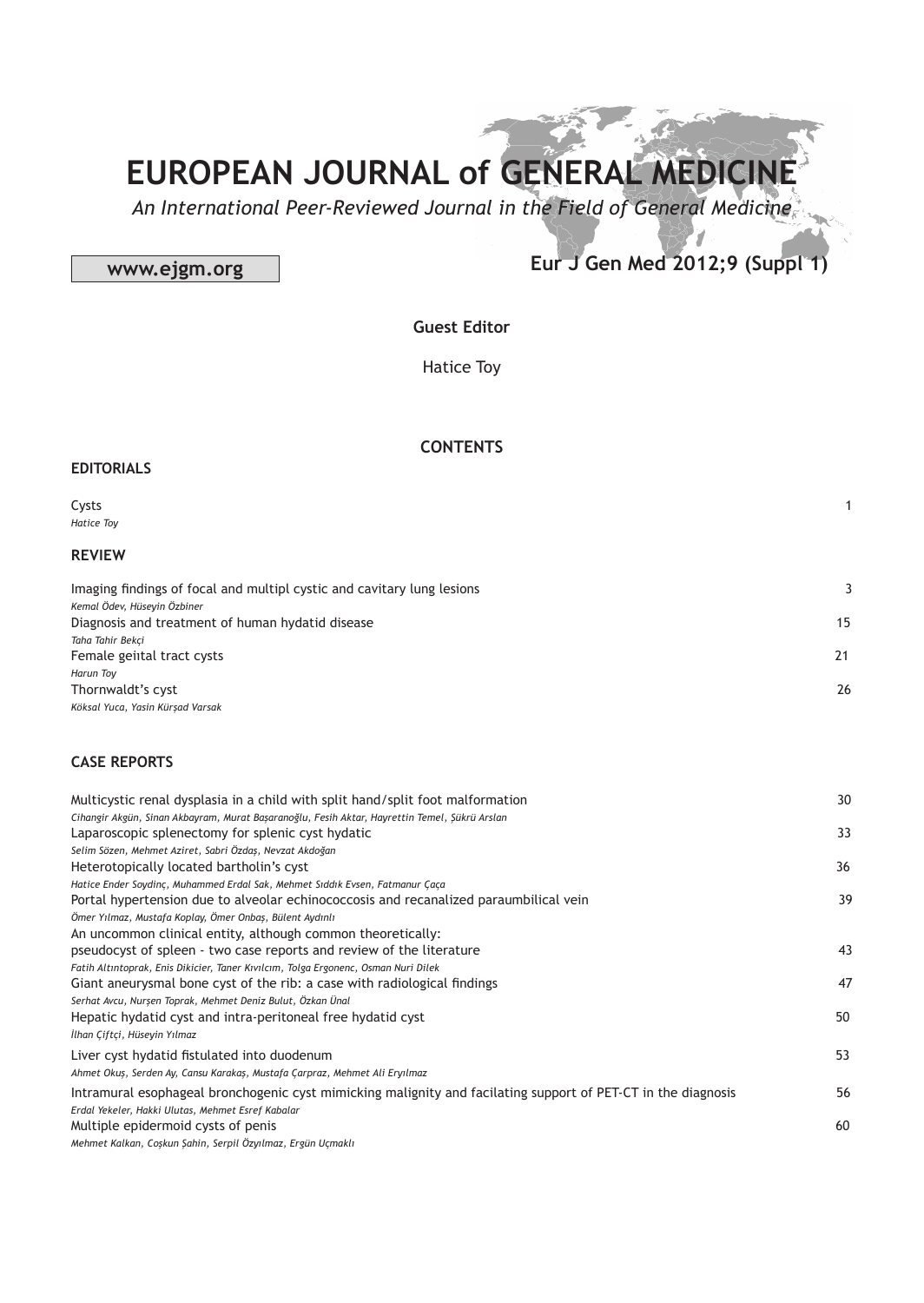# EUROPEAN JOURNAL of GENERAL MEDICINE

*An International Peer-Reviewed Journal in the Field of General Medicine*

www.ejgm.org

**Eur J Gen Med 2012;9 (Suppl 1)**

**Guest Editor**

Hatice Toy

## CONTENTS

### EDITORIALS

Cysts — 1
*Hatice Toy*

### REVIEW

Imaging findings of focal and multipl cystic and cavitary lung lesions — 3
*Kemal Ödev, Hüseyin Özbiner*

Diagnosis and treatment of human hydatid disease — 15
*Taha Tahir Bekçi*

Female geital tract cysts — 21
*Harun Toy*

Thornwaldt's cyst — 26
*Köksal Yuca, Yasin Kürşad Varsak*

### CASE REPORTS

Multicystic renal dysplasia in a child with split hand/split foot malformation — 30
*Cihangir Akgün, Sinan Akbayram, Murat Başaranoğlu, Fesih Aktar, Hayrettin Temel, Şükrü Arslan*

Laparoscopic splenectomy for splenic cyst hydatic — 33
*Selim Sözen, Mehmet Aziret, Sabri Özdaş, Nevzat Akdoğan*

Heterotopically located bartholin's cyst — 36
*Hatice Ender Soydinç, Muhammed Erdal Sak, Mehmet Sıddık Evsen, Fatmanur Çaça*

Portal hypertension due to alveolar echinococcosis and recanalized paraumbilical vein — 39
*Ömer Yılmaz, Mustafa Koplay, Ömer Onbaş, Bülent Aydınlı*

An uncommon clinical entity, although common theoretically: pseudocyst of spleen - two case reports and review of the literature — 43
*Fatih Altıntoprak, Enis Dikicier, Taner Kıvılcım, Tolga Ergonenc, Osman Nuri Dilek*

Giant aneurysmal bone cyst of the rib: a case with radiological findings — 47
*Serhat Avcu, Nurşen Toprak, Mehmet Deniz Bulut, Özkan Ünal*

Hepatic hydatid cyst and intra-peritoneal free hydatid cyst — 50
*İlhan Çiftçi, Hüseyin Yılmaz*

Liver cyst hydatid fistulated into duodenum — 53
*Ahmet Okuş, Serden Ay, Cansu Karakaş, Mustafa Çarpraz, Mehmet Ali Eryılmaz*

Intramural esophageal bronchogenic cyst mimicking malignity and facilating support of PET-CT in the diagnosis — 56
*Erdal Yekeler, Hakki Ulutas, Mehmet Esref Kabalar*

Multiple epidermoid cysts of penis — 60
*Mehmet Kalkan, Coşkun Şahin, Serpil Özyılmaz, Ergün Uçmaklı*